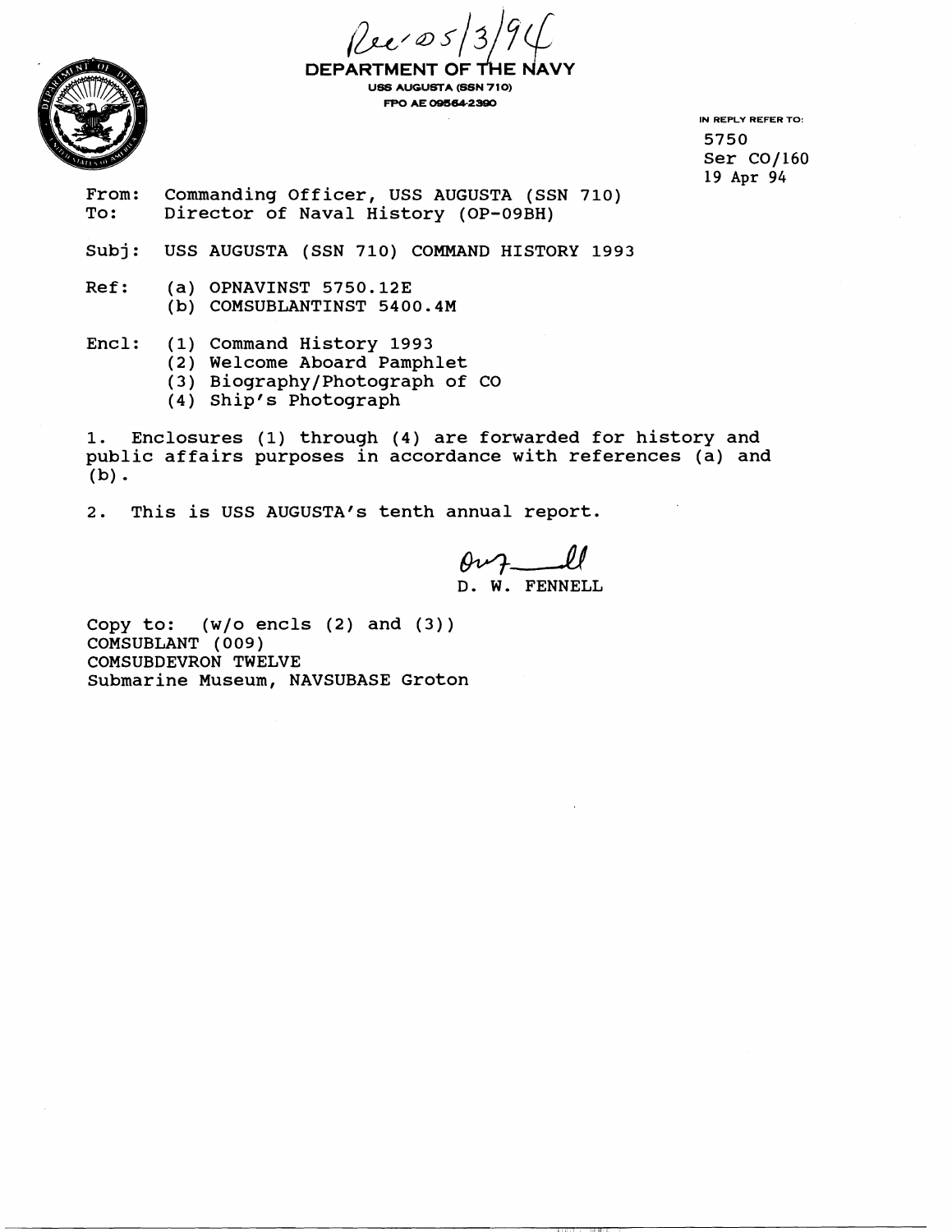Rec'd 5/3/94

**DEPARTMENT OF THE NAVY**
**USS AUGUSTA (SSN 710)**
**FPO AE 09564-2390**

IN REPLY REFER TO:
5750
Ser CO/160
19 Apr 94

From: Commanding Officer, USS AUGUSTA (SSN 710)
To: Director of Naval History (OP-09BH)

Subj: USS AUGUSTA (SSN 710) COMMAND HISTORY 1993

Ref: (a) OPNAVINST 5750.12E
(b) COMSUBLANTINST 5400.4M

Encl: (1) Command History 1993
(2) Welcome Aboard Pamphlet
(3) Biography/Photograph of CO
(4) Ship's Photograph

1. Enclosures (1) through (4) are forwarded for history and public affairs purposes in accordance with references (a) and (b).

2. This is USS AUGUSTA's tenth annual report.

D. W. FENNELL

Copy to: (w/o encls (2) and (3))
COMSUBLANT (009)
COMSUBDEVRON TWELVE
Submarine Museum, NAVSUBASE Groton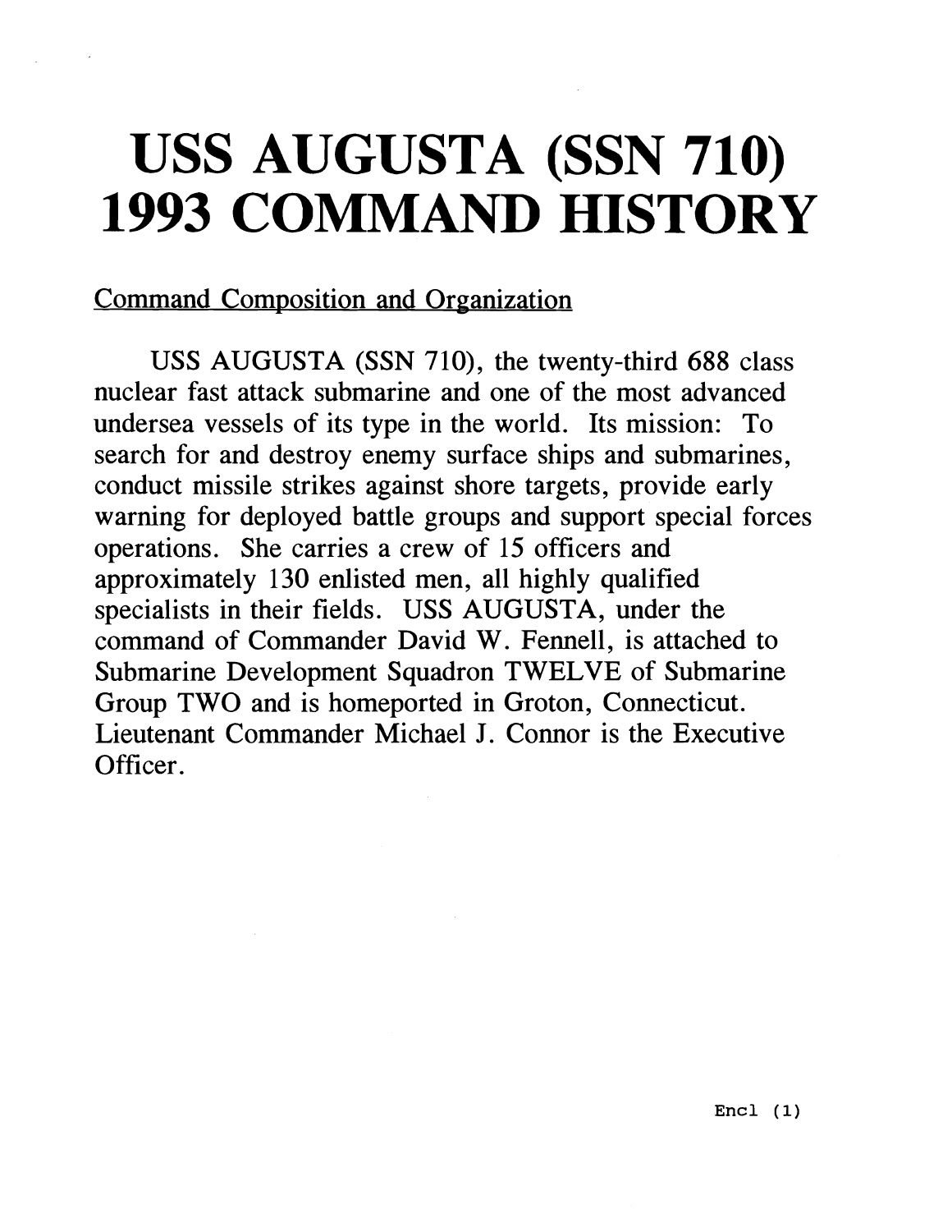# USS AUGUSTA (SSN 710) 1993 COMMAND HISTORY

Command Composition and Organization

USS AUGUSTA (SSN 710), the twenty-third 688 class nuclear fast attack submarine and one of the most advanced undersea vessels of its type in the world. Its mission: To search for and destroy enemy surface ships and submarines, conduct missile strikes against shore targets, provide early warning for deployed battle groups and support special forces operations. She carries a crew of 15 officers and approximately 130 enlisted men, all highly qualified specialists in their fields. USS AUGUSTA, under the command of Commander David W. Fennell, is attached to Submarine Development Squadron TWELVE of Submarine Group TWO and is homeported in Groton, Connecticut. Lieutenant Commander Michael J. Connor is the Executive Officer.

Encl (1)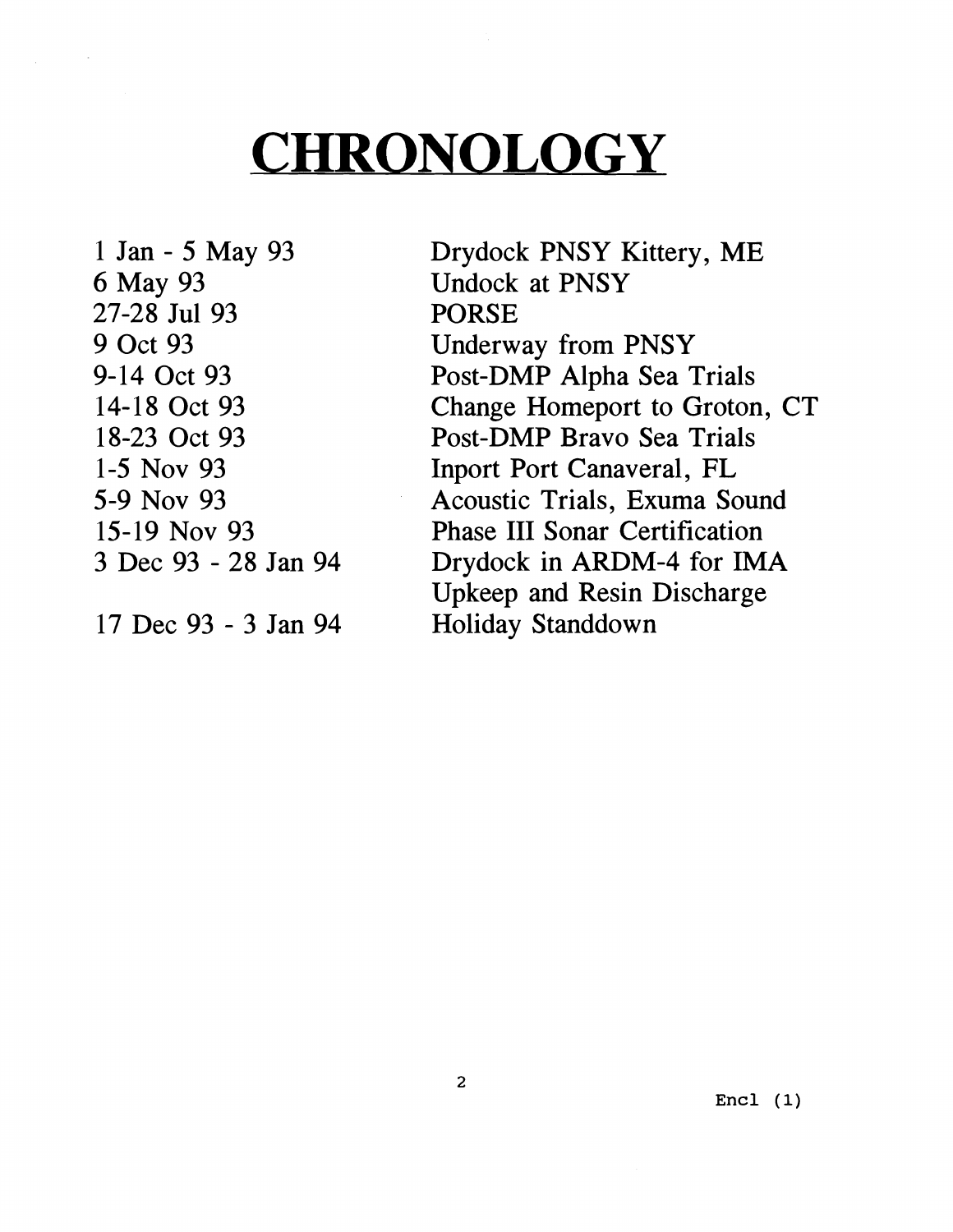# CHRONOLOGY

| | |
|---|---|
| 1 Jan - 5 May 93 | Drydock PNSY Kittery, ME |
| 6 May 93 | Undock at PNSY |
| 27-28 Jul 93 | PORSE |
| 9 Oct 93 | Underway from PNSY |
| 9-14 Oct 93 | Post-DMP Alpha Sea Trials |
| 14-18 Oct 93 | Change Homeport to Groton, CT |
| 18-23 Oct 93 | Post-DMP Bravo Sea Trials |
| 1-5 Nov 93 | Inport Port Canaveral, FL |
| 5-9 Nov 93 | Acoustic Trials, Exuma Sound |
| 15-19 Nov 93 | Phase III Sonar Certification |
| 3 Dec 93 - 28 Jan 94 | Drydock in ARDM-4 for IMA Upkeep and Resin Discharge |
| 17 Dec 93 - 3 Jan 94 | Holiday Standdown |

Encl (1)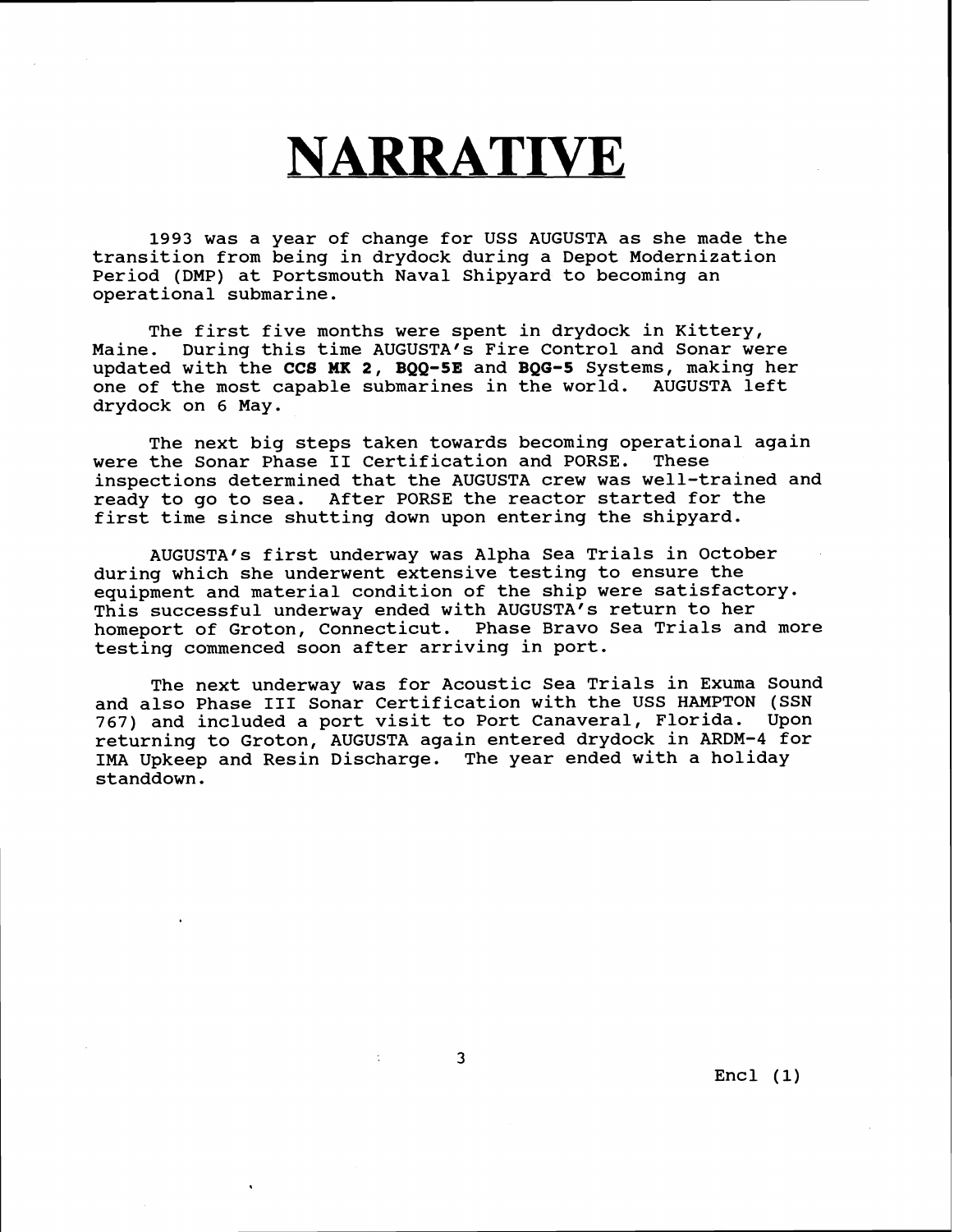# NARRATIVE

1993 was a year of change for USS AUGUSTA as she made the transition from being in drydock during a Depot Modernization Period (DMP) at Portsmouth Naval Shipyard to becoming an operational submarine.

The first five months were spent in drydock in Kittery, Maine. During this time AUGUSTA's Fire Control and Sonar were updated with the **CCS MK 2**, **BQQ-5E** and **BQG-5** Systems, making her one of the most capable submarines in the world. AUGUSTA left drydock on 6 May.

The next big steps taken towards becoming operational again were the Sonar Phase II Certification and PORSE. These inspections determined that the AUGUSTA crew was well-trained and ready to go to sea. After PORSE the reactor started for the first time since shutting down upon entering the shipyard.

AUGUSTA's first underway was Alpha Sea Trials in October during which she underwent extensive testing to ensure the equipment and material condition of the ship were satisfactory. This successful underway ended with AUGUSTA's return to her homeport of Groton, Connecticut. Phase Bravo Sea Trials and more testing commenced soon after arriving in port.

The next underway was for Acoustic Sea Trials in Exuma Sound and also Phase III Sonar Certification with the USS HAMPTON (SSN 767) and included a port visit to Port Canaveral, Florida. Upon returning to Groton, AUGUSTA again entered drydock in ARDM-4 for IMA Upkeep and Resin Discharge. The year ended with a holiday standdown.

Encl (1)